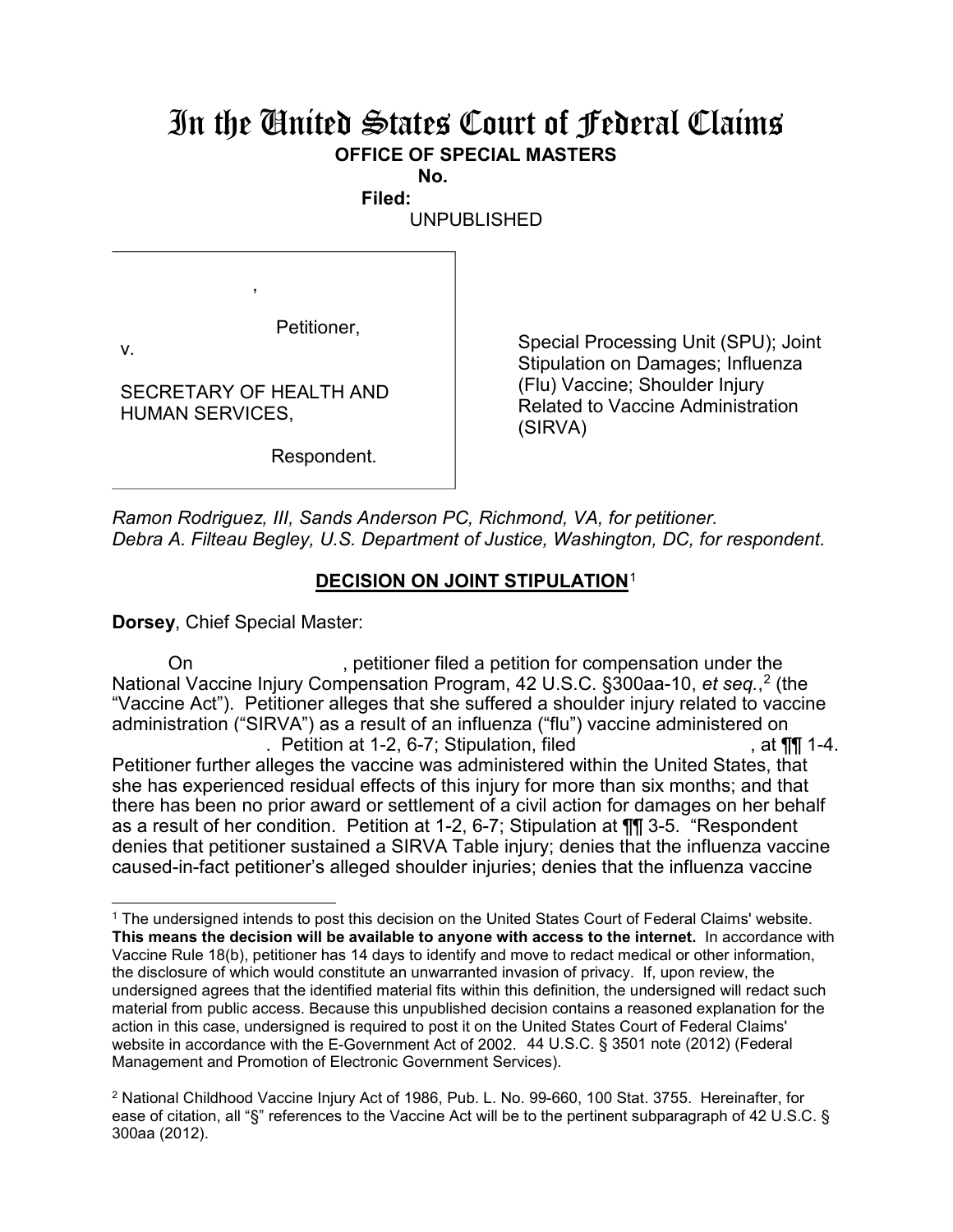# In the United States Court of Federal Claims

**OFFICE OF SPECIAL MASTERS**

**No.**

**Filed:**

UNPUBLISHED

,

Petitioner,

v.

SECRETARY OF HEALTH AND HUMAN SERVICES,

Respondent.

Special Processing Unit (SPU); Joint Stipulation on Damages; Influenza (Flu) Vaccine; Shoulder Injury Related to Vaccine Administration (SIRVA)

*Ramon Rodriguez, III, Sands Anderson PC, Richmond, VA, for petitioner.*
*Debra A. Filteau Begley, U.S. Department of Justice, Washington, DC, for respondent.*

## DECISION ON JOINT STIPULATION[1]

**Dorsey**, Chief Special Master:

On , petitioner filed a petition for compensation under the National Vaccine Injury Compensation Program, 42 U.S.C. §300aa-10, *et seq.*,[2] (the "Vaccine Act"). Petitioner alleges that she suffered a shoulder injury related to vaccine administration ("SIRVA") as a result of an influenza ("flu") vaccine administered on . Petition at 1-2, 6-7; Stipulation, filed , at ¶¶ 1-4. Petitioner further alleges the vaccine was administered within the United States, that she has experienced residual effects of this injury for more than six months; and that there has been no prior award or settlement of a civil action for damages on her behalf as a result of her condition. Petition at 1-2, 6-7; Stipulation at ¶¶ 3-5. "Respondent denies that petitioner sustained a SIRVA Table injury; denies that the influenza vaccine caused-in-fact petitioner's alleged shoulder injuries; denies that the influenza vaccine

---

[1] The undersigned intends to post this decision on the United States Court of Federal Claims' website. **This means the decision will be available to anyone with access to the internet.** In accordance with Vaccine Rule 18(b), petitioner has 14 days to identify and move to redact medical or other information, the disclosure of which would constitute an unwarranted invasion of privacy. If, upon review, the undersigned agrees that the identified material fits within this definition, the undersigned will redact such material from public access. Because this unpublished decision contains a reasoned explanation for the action in this case, undersigned is required to post it on the United States Court of Federal Claims' website in accordance with the E-Government Act of 2002. 44 U.S.C. § 3501 note (2012) (Federal Management and Promotion of Electronic Government Services).

[2] National Childhood Vaccine Injury Act of 1986, Pub. L. No. 99-660, 100 Stat. 3755. Hereinafter, for ease of citation, all "§" references to the Vaccine Act will be to the pertinent subparagraph of 42 U.S.C. § 300aa (2012).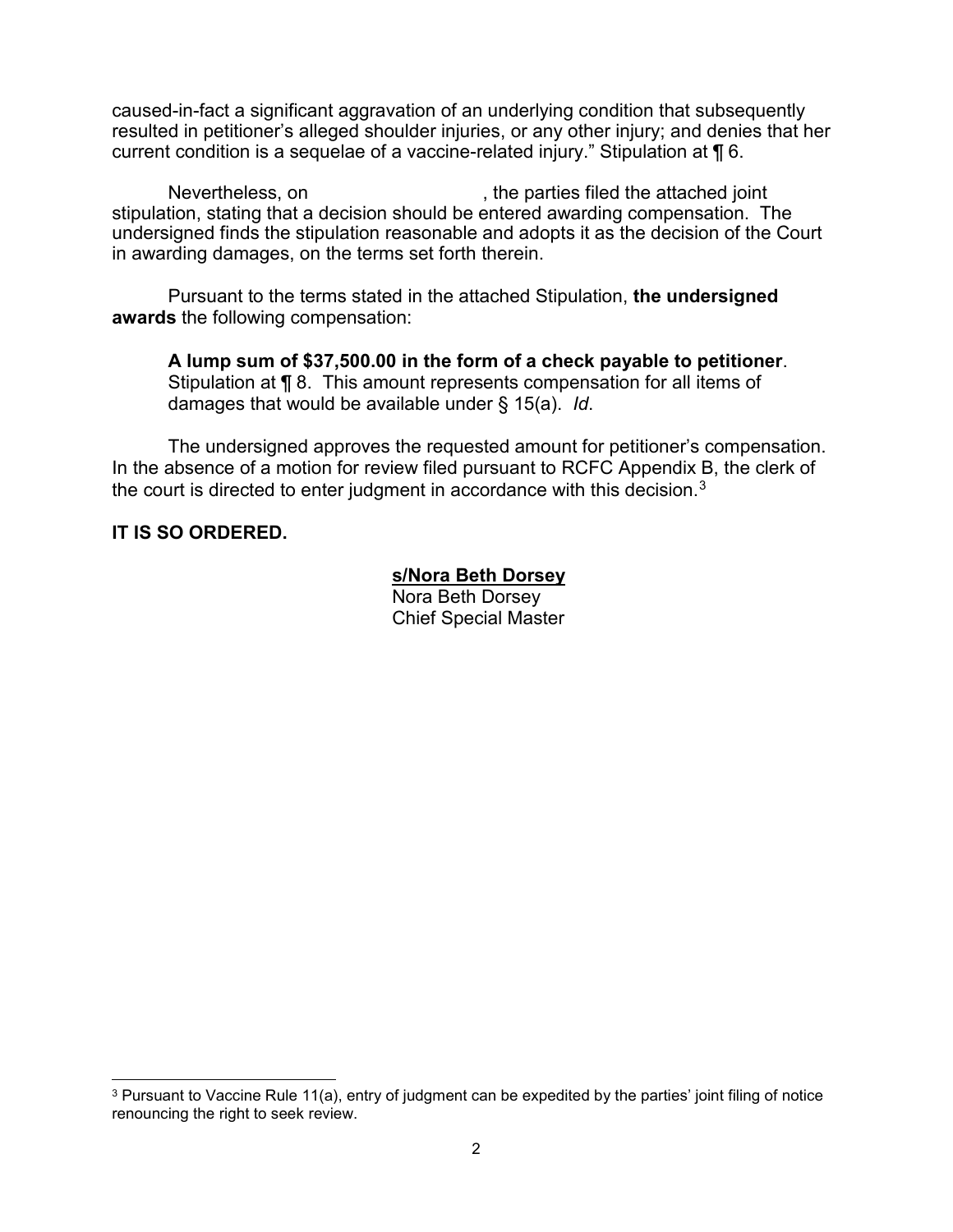caused-in-fact a significant aggravation of an underlying condition that subsequently resulted in petitioner's alleged shoulder injuries, or any other injury; and denies that her current condition is a sequelae of a vaccine-related injury." Stipulation at ¶ 6.

Nevertheless, on , the parties filed the attached joint stipulation, stating that a decision should be entered awarding compensation. The undersigned finds the stipulation reasonable and adopts it as the decision of the Court in awarding damages, on the terms set forth therein.

Pursuant to the terms stated in the attached Stipulation, **the undersigned awards** the following compensation:

> **A lump sum of $37,500.00 in the form of a check payable to petitioner**. Stipulation at ¶ 8. This amount represents compensation for all items of damages that would be available under § 15(a). *Id*.

The undersigned approves the requested amount for petitioner's compensation. In the absence of a motion for review filed pursuant to RCFC Appendix B, the clerk of the court is directed to enter judgment in accordance with this decision.[3]

**IT IS SO ORDERED.**

**s/Nora Beth Dorsey**
Nora Beth Dorsey
Chief Special Master

---

[3] Pursuant to Vaccine Rule 11(a), entry of judgment can be expedited by the parties' joint filing of notice renouncing the right to seek review.